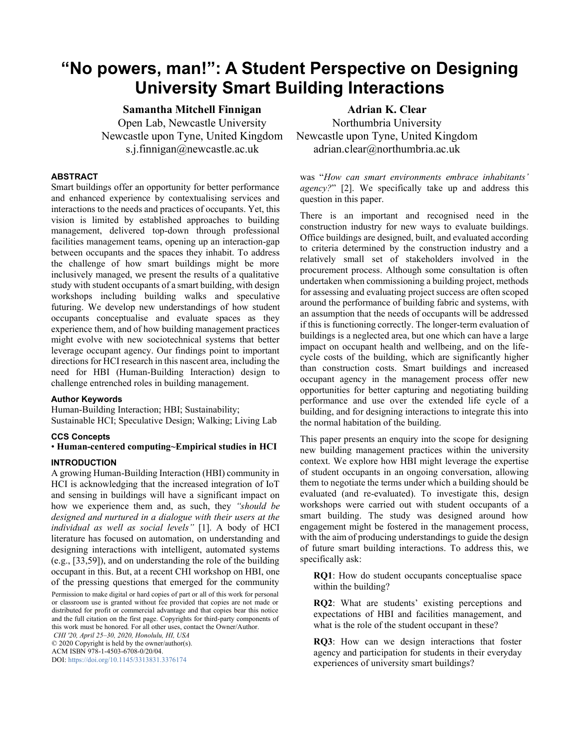# "No powers, man!": A Student Perspective on Designing University Smart Building Interactions

**Samantha Mitchell Finnigan**
Open Lab, Newcastle University
Newcastle upon Tyne, United Kingdom
s.j.finnigan@newcastle.ac.uk

**Adrian K. Clear**
Northumbria University
Newcastle upon Tyne, United Kingdom
adrian.clear@northumbria.ac.uk

### ABSTRACT

Smart buildings offer an opportunity for better performance and enhanced experience by contextualising services and interactions to the needs and practices of occupants. Yet, this vision is limited by established approaches to building management, delivered top-down through professional facilities management teams, opening up an interaction-gap between occupants and the spaces they inhabit. To address the challenge of how smart buildings might be more inclusively managed, we present the results of a qualitative study with student occupants of a smart building, with design workshops including building walks and speculative futuring. We develop new understandings of how student occupants conceptualise and evaluate spaces as they experience them, and of how building management practices might evolve with new sociotechnical systems that better leverage occupant agency. Our findings point to important directions for HCI research in this nascent area, including the need for HBI (Human-Building Interaction) design to challenge entrenched roles in building management.

### Author Keywords

Human-Building Interaction; HBI; Sustainability; Sustainable HCI; Speculative Design; Walking; Living Lab

### CCS Concepts

• **Human-centered computing~Empirical studies in HCI**

### INTRODUCTION

A growing Human-Building Interaction (HBI) community in HCI is acknowledging that the increased integration of IoT and sensing in buildings will have a significant impact on how we experience them and, as such, they *"should be designed and nurtured in a dialogue with their users at the individual as well as social levels"* [1]. A body of HCI literature has focused on automation, on understanding and designing interactions with intelligent, automated systems (e.g., [33,59]), and on understanding the role of the building occupant in this. But, at a recent CHI workshop on HBI, one of the pressing questions that emerged for the community was "*How can smart environments embrace inhabitants' agency?*" [2]. We specifically take up and address this question in this paper.

Permission to make digital or hard copies of part or all of this work for personal or classroom use is granted without fee provided that copies are not made or distributed for profit or commercial advantage and that copies bear this notice and the full citation on the first page. Copyrights for third-party components of this work must be honored. For all other uses, contact the Owner/Author.
*CHI '20, April 25–30, 2020, Honolulu, HI, USA*
© 2020 Copyright is held by the owner/author(s).
ACM ISBN 978-1-4503-6708-0/20/04.
DOI: https://doi.org/10.1145/3313831.3376174

There is an important and recognised need in the construction industry for new ways to evaluate buildings. Office buildings are designed, built, and evaluated according to criteria determined by the construction industry and a relatively small set of stakeholders involved in the procurement process. Although some consultation is often undertaken when commissioning a building project, methods for assessing and evaluating project success are often scoped around the performance of building fabric and systems, with an assumption that the needs of occupants will be addressed if this is functioning correctly. The longer-term evaluation of buildings is a neglected area, but one which can have a large impact on occupant health and wellbeing, and on the life-cycle costs of the building, which are significantly higher than construction costs. Smart buildings and increased occupant agency in the management process offer new opportunities for better capturing and negotiating building performance and use over the extended life cycle of a building, and for designing interactions to integrate this into the normal habitation of the building.

This paper presents an enquiry into the scope for designing new building management practices within the university context. We explore how HBI might leverage the expertise of student occupants in an ongoing conversation, allowing them to negotiate the terms under which a building should be evaluated (and re-evaluated). To investigate this, design workshops were carried out with student occupants of a smart building. The study was designed around how engagement might be fostered in the management process, with the aim of producing understandings to guide the design of future smart building interactions. To address this, we specifically ask:

> **RQ1**: How do student occupants conceptualise space within the building?
>
> **RQ2**: What are students' existing perceptions and expectations of HBI and facilities management, and what is the role of the student occupant in these?
>
> **RQ3**: How can we design interactions that foster agency and participation for students in their everyday experiences of university smart buildings?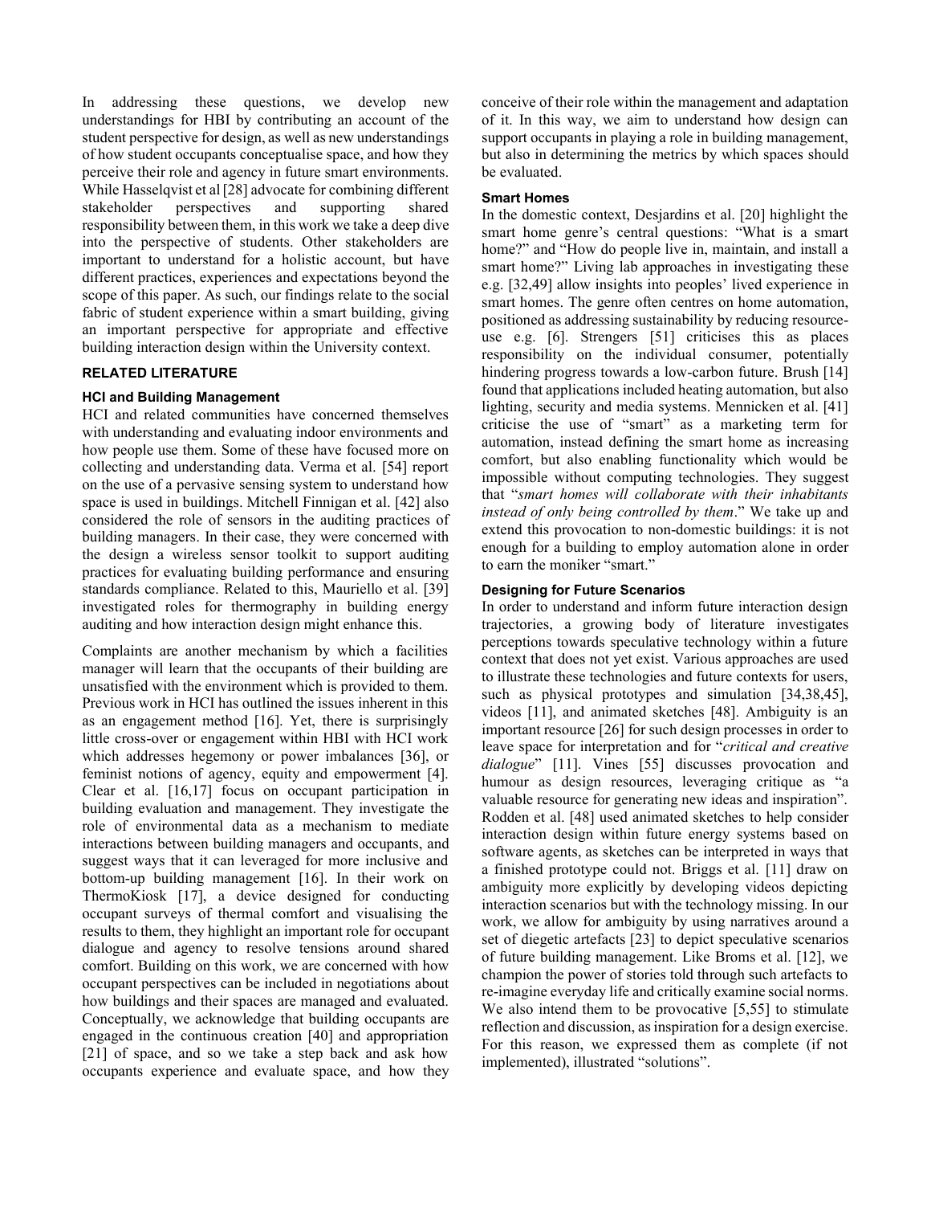In addressing these questions, we develop new understandings for HBI by contributing an account of the student perspective for design, as well as new understandings of how student occupants conceptualise space, and how they perceive their role and agency in future smart environments. While Hasselqvist et al [28] advocate for combining different stakeholder perspectives and supporting shared responsibility between them, in this work we take a deep dive into the perspective of students. Other stakeholders are important to understand for a holistic account, but have different practices, experiences and expectations beyond the scope of this paper. As such, our findings relate to the social fabric of student experience within a smart building, giving an important perspective for appropriate and effective building interaction design within the University context.

## RELATED LITERATURE

### HCI and Building Management

HCI and related communities have concerned themselves with understanding and evaluating indoor environments and how people use them. Some of these have focused more on collecting and understanding data. Verma et al. [54] report on the use of a pervasive sensing system to understand how space is used in buildings. Mitchell Finnigan et al. [42] also considered the role of sensors in the auditing practices of building managers. In their case, they were concerned with the design a wireless sensor toolkit to support auditing practices for evaluating building performance and ensuring standards compliance. Related to this, Mauriello et al. [39] investigated roles for thermography in building energy auditing and how interaction design might enhance this.

Complaints are another mechanism by which a facilities manager will learn that the occupants of their building are unsatisfied with the environment which is provided to them. Previous work in HCI has outlined the issues inherent in this as an engagement method [16]. Yet, there is surprisingly little cross-over or engagement within HBI with HCI work which addresses hegemony or power imbalances [36], or feminist notions of agency, equity and empowerment [4]. Clear et al. [16,17] focus on occupant participation in building evaluation and management. They investigate the role of environmental data as a mechanism to mediate interactions between building managers and occupants, and suggest ways that it can leveraged for more inclusive and bottom-up building management [16]. In their work on ThermoKiosk [17], a device designed for conducting occupant surveys of thermal comfort and visualising the results to them, they highlight an important role for occupant dialogue and agency to resolve tensions around shared comfort. Building on this work, we are concerned with how occupant perspectives can be included in negotiations about how buildings and their spaces are managed and evaluated. Conceptually, we acknowledge that building occupants are engaged in the continuous creation [40] and appropriation [21] of space, and so we take a step back and ask how occupants experience and evaluate space, and how they conceive of their role within the management and adaptation of it. In this way, we aim to understand how design can support occupants in playing a role in building management, but also in determining the metrics by which spaces should be evaluated.

### Smart Homes

In the domestic context, Desjardins et al. [20] highlight the smart home genre's central questions: "What is a smart home?" and "How do people live in, maintain, and install a smart home?" Living lab approaches in investigating these e.g. [32,49] allow insights into peoples' lived experience in smart homes. The genre often centres on home automation, positioned as addressing sustainability by reducing resource-use e.g. [6]. Strengers [51] criticises this as places responsibility on the individual consumer, potentially hindering progress towards a low-carbon future. Brush [14] found that applications included heating automation, but also lighting, security and media systems. Mennicken et al. [41] criticise the use of "smart" as a marketing term for automation, instead defining the smart home as increasing comfort, but also enabling functionality which would be impossible without computing technologies. They suggest that "*smart homes will collaborate with their inhabitants instead of only being controlled by them*." We take up and extend this provocation to non-domestic buildings: it is not enough for a building to employ automation alone in order to earn the moniker "smart."

### Designing for Future Scenarios

In order to understand and inform future interaction design trajectories, a growing body of literature investigates perceptions towards speculative technology within a future context that does not yet exist. Various approaches are used to illustrate these technologies and future contexts for users, such as physical prototypes and simulation [34,38,45], videos [11], and animated sketches [48]. Ambiguity is an important resource [26] for such design processes in order to leave space for interpretation and for "*critical and creative dialogue*" [11]. Vines [55] discusses provocation and humour as design resources, leveraging critique as "a valuable resource for generating new ideas and inspiration". Rodden et al. [48] used animated sketches to help consider interaction design within future energy systems based on software agents, as sketches can be interpreted in ways that a finished prototype could not. Briggs et al. [11] draw on ambiguity more explicitly by developing videos depicting interaction scenarios but with the technology missing. In our work, we allow for ambiguity by using narratives around a set of diegetic artefacts [23] to depict speculative scenarios of future building management. Like Broms et al. [12], we champion the power of stories told through such artefacts to re-imagine everyday life and critically examine social norms. We also intend them to be provocative [5,55] to stimulate reflection and discussion, as inspiration for a design exercise. For this reason, we expressed them as complete (if not implemented), illustrated "solutions".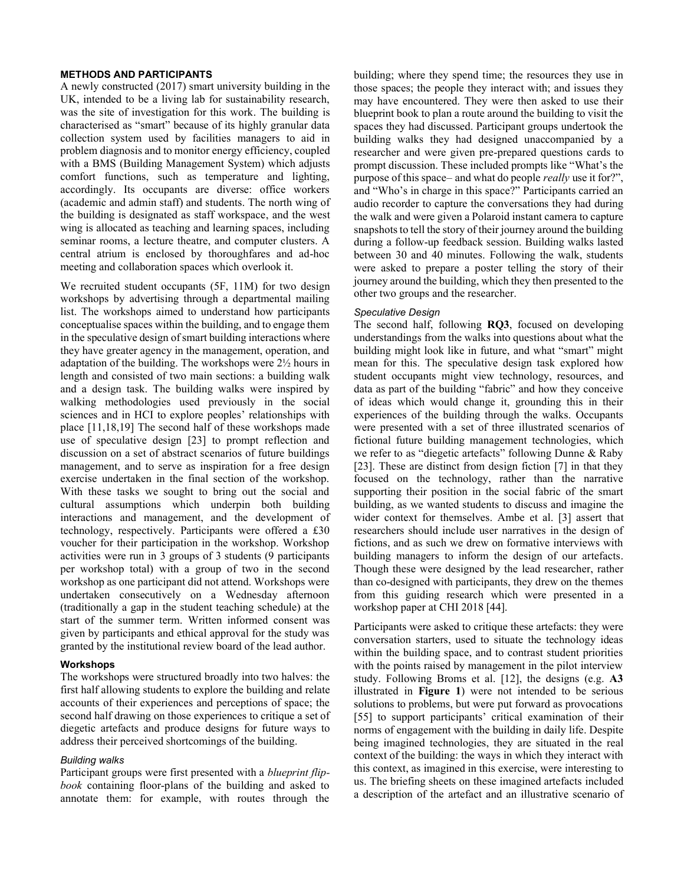## METHODS AND PARTICIPANTS

A newly constructed (2017) smart university building in the UK, intended to be a living lab for sustainability research, was the site of investigation for this work. The building is characterised as "smart" because of its highly granular data collection system used by facilities managers to aid in problem diagnosis and to monitor energy efficiency, coupled with a BMS (Building Management System) which adjusts comfort functions, such as temperature and lighting, accordingly. Its occupants are diverse: office workers (academic and admin staff) and students. The north wing of the building is designated as staff workspace, and the west wing is allocated as teaching and learning spaces, including seminar rooms, a lecture theatre, and computer clusters. A central atrium is enclosed by thoroughfares and ad-hoc meeting and collaboration spaces which overlook it.

We recruited student occupants (5F, 11M) for two design workshops by advertising through a departmental mailing list. The workshops aimed to understand how participants conceptualise spaces within the building, and to engage them in the speculative design of smart building interactions where they have greater agency in the management, operation, and adaptation of the building. The workshops were 2½ hours in length and consisted of two main sections: a building walk and a design task. The building walks were inspired by walking methodologies used previously in the social sciences and in HCI to explore peoples' relationships with place [11,18,19] The second half of these workshops made use of speculative design [23] to prompt reflection and discussion on a set of abstract scenarios of future buildings management, and to serve as inspiration for a free design exercise undertaken in the final section of the workshop. With these tasks we sought to bring out the social and cultural assumptions which underpin both building interactions and management, and the development of technology, respectively. Participants were offered a £30 voucher for their participation in the workshop. Workshop activities were run in 3 groups of 3 students (9 participants per workshop total) with a group of two in the second workshop as one participant did not attend. Workshops were undertaken consecutively on a Wednesday afternoon (traditionally a gap in the student teaching schedule) at the start of the summer term. Written informed consent was given by participants and ethical approval for the study was granted by the institutional review board of the lead author.

### Workshops

The workshops were structured broadly into two halves: the first half allowing students to explore the building and relate accounts of their experiences and perceptions of space; the second half drawing on those experiences to critique a set of diegetic artefacts and produce designs for future ways to address their perceived shortcomings of the building.

#### *Building walks*

Participant groups were first presented with a *blueprint flip-book* containing floor-plans of the building and asked to annotate them: for example, with routes through the building; where they spend time; the resources they use in those spaces; the people they interact with; and issues they may have encountered. They were then asked to use their blueprint book to plan a route around the building to visit the spaces they had discussed. Participant groups undertook the building walks they had designed unaccompanied by a researcher and were given pre-prepared questions cards to prompt discussion. These included prompts like "What's the purpose of this space– and what do people *really* use it for?", and "Who's in charge in this space?" Participants carried an audio recorder to capture the conversations they had during the walk and were given a Polaroid instant camera to capture snapshots to tell the story of their journey around the building during a follow-up feedback session. Building walks lasted between 30 and 40 minutes. Following the walk, students were asked to prepare a poster telling the story of their journey around the building, which they then presented to the other two groups and the researcher.

#### *Speculative Design*

The second half, following **RQ3**, focused on developing understandings from the walks into questions about what the building might look like in future, and what "smart" might mean for this. The speculative design task explored how student occupants might view technology, resources, and data as part of the building "fabric" and how they conceive of ideas which would change it, grounding this in their experiences of the building through the walks. Occupants were presented with a set of three illustrated scenarios of fictional future building management technologies, which we refer to as "diegetic artefacts" following Dunne & Raby [23]. These are distinct from design fiction [7] in that they focused on the technology, rather than the narrative supporting their position in the social fabric of the smart building, as we wanted students to discuss and imagine the wider context for themselves. Ambe et al. [3] assert that researchers should include user narratives in the design of fictions, and as such we drew on formative interviews with building managers to inform the design of our artefacts. Though these were designed by the lead researcher, rather than co-designed with participants, they drew on the themes from this guiding research which were presented in a workshop paper at CHI 2018 [44].

Participants were asked to critique these artefacts: they were conversation starters, used to situate the technology ideas within the building space, and to contrast student priorities with the points raised by management in the pilot interview study. Following Broms et al. [12], the designs (e.g. **A3** illustrated in **Figure 1**) were not intended to be serious solutions to problems, but were put forward as provocations [55] to support participants' critical examination of their norms of engagement with the building in daily life. Despite being imagined technologies, they are situated in the real context of the building: the ways in which they interact with this context, as imagined in this exercise, were interesting to us. The briefing sheets on these imagined artefacts included a description of the artefact and an illustrative scenario of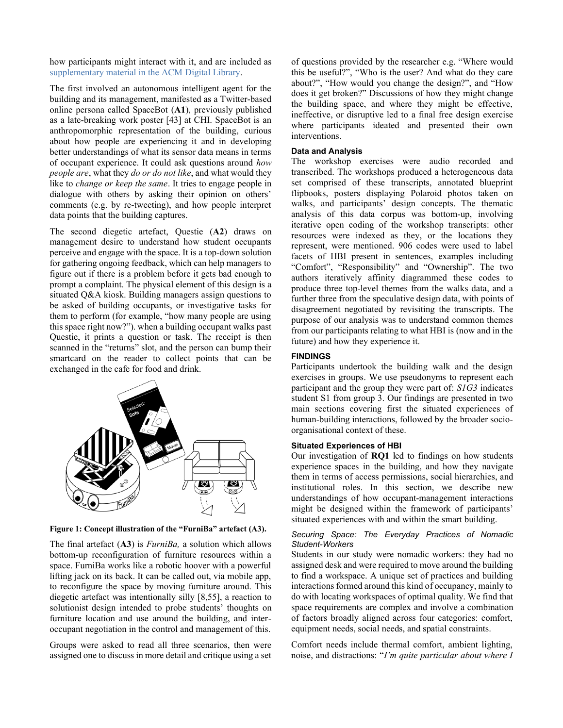how participants might interact with it, and are included as supplementary material in the ACM Digital Library.

The first involved an autonomous intelligent agent for the building and its management, manifested as a Twitter-based online persona called SpaceBot (**A1**), previously published as a late-breaking work poster [43] at CHI. SpaceBot is an anthropomorphic representation of the building, curious about how people are experiencing it and in developing better understandings of what its sensor data means in terms of occupant experience. It could ask questions around *how people are*, what they *do or do not like*, and what would they like to *change or keep the same*. It tries to engage people in dialogue with others by asking their opinion on others' comments (e.g. by re-tweeting), and how people interpret data points that the building captures.

The second diegetic artefact, Questie (**A2**) draws on management desire to understand how student occupants perceive and engage with the space. It is a top-down solution for gathering ongoing feedback, which can help managers to figure out if there is a problem before it gets bad enough to prompt a complaint. The physical element of this design is a situated Q&A kiosk. Building managers assign questions to be asked of building occupants, or investigative tasks for them to perform (for example, "how many people are using this space right now?"). when a building occupant walks past Questie, it prints a question or task. The receipt is then scanned in the "returns" slot, and the person can bump their smartcard on the reader to collect points that can be exchanged in the cafe for food and drink.

**Figure 1: Concept illustration of the "FurniBa" artefact (A3).**

The final artefact (**A3**) is *FurniBa,* a solution which allows bottom-up reconfiguration of furniture resources within a space. FurniBa works like a robotic hoover with a powerful lifting jack on its back. It can be called out, via mobile app, to reconfigure the space by moving furniture around. This diegetic artefact was intentionally silly [8,55], a reaction to solutionist design intended to probe students' thoughts on furniture location and use around the building, and inter-occupant negotiation in the control and management of this.

Groups were asked to read all three scenarios, then were assigned one to discuss in more detail and critique using a set of questions provided by the researcher e.g. "Where would this be useful?", "Who is the user? And what do they care about?", "How would you change the design?", and "How does it get broken?" Discussions of how they might change the building space, and where they might be effective, ineffective, or disruptive led to a final free design exercise where participants ideated and presented their own interventions.

### Data and Analysis

The workshop exercises were audio recorded and transcribed. The workshops produced a heterogeneous data set comprised of these transcripts, annotated blueprint flipbooks, posters displaying Polaroid photos taken on walks, and participants' design concepts. The thematic analysis of this data corpus was bottom-up, involving iterative open coding of the workshop transcripts: other resources were indexed as they, or the locations they represent, were mentioned. 906 codes were used to label facets of HBI present in sentences, examples including "Comfort", "Responsibility" and "Ownership". The two authors iteratively affinity diagrammed these codes to produce three top-level themes from the walks data, and a further three from the speculative design data, with points of disagreement negotiated by revisiting the transcripts. The purpose of our analysis was to understand common themes from our participants relating to what HBI is (now and in the future) and how they experience it.

## FINDINGS

Participants undertook the building walk and the design exercises in groups. We use pseudonyms to represent each participant and the group they were part of: *S1G3* indicates student S1 from group 3. Our findings are presented in two main sections covering first the situated experiences of human-building interactions, followed by the broader socio-organisational context of these.

### Situated Experiences of HBI

Our investigation of **RQ1** led to findings on how students experience spaces in the building, and how they navigate them in terms of access permissions, social hierarchies, and institutional roles. In this section, we describe new understandings of how occupant-management interactions might be designed within the framework of participants' situated experiences with and within the smart building.

#### *Securing Space: The Everyday Practices of Nomadic Student-Workers*

Students in our study were nomadic workers: they had no assigned desk and were required to move around the building to find a workspace. A unique set of practices and building interactions formed around this kind of occupancy, mainly to do with locating workspaces of optimal quality. We find that space requirements are complex and involve a combination of factors broadly aligned across four categories: comfort, equipment needs, social needs, and spatial constraints.

Comfort needs include thermal comfort, ambient lighting, noise, and distractions: "*I'm quite particular about where I*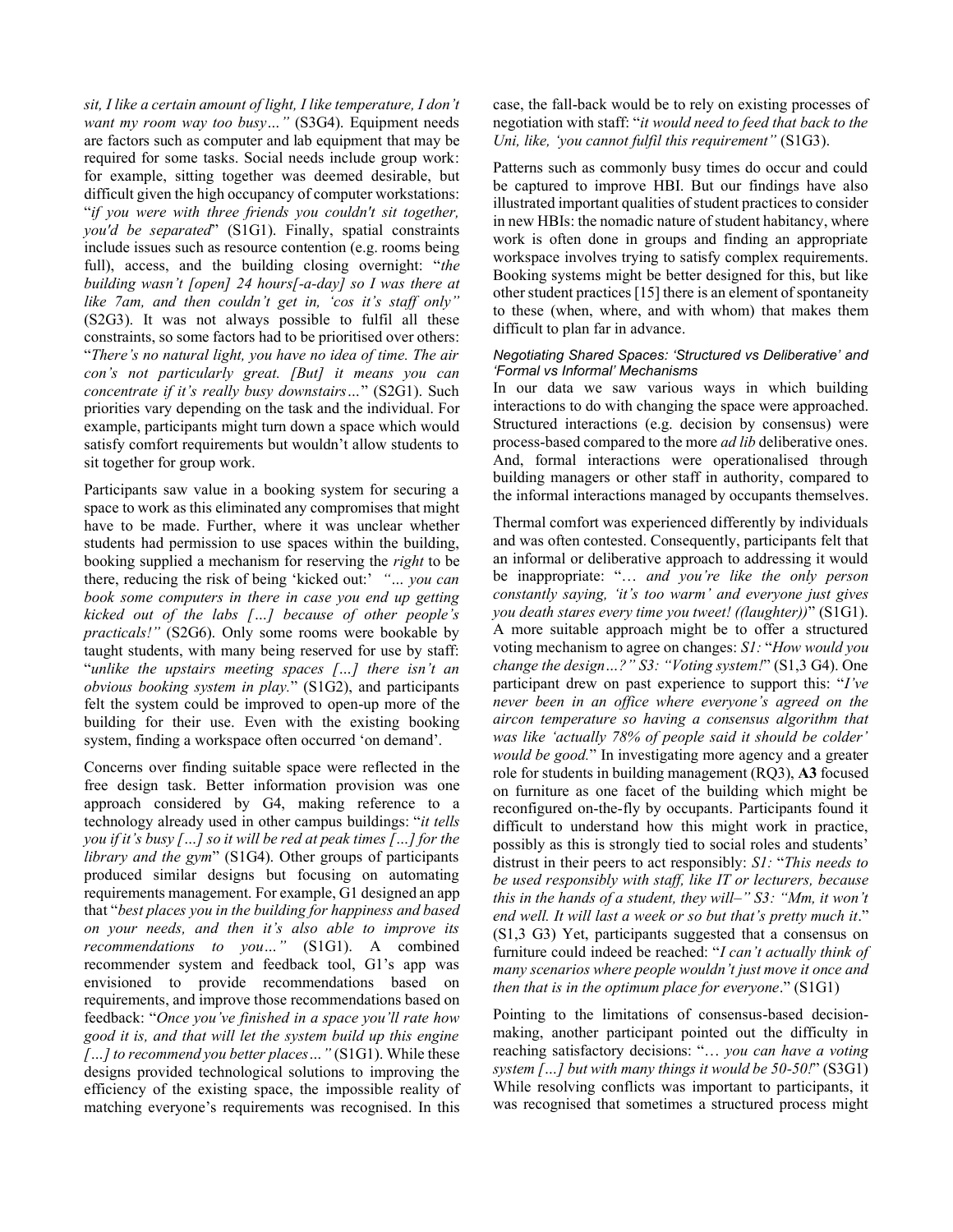*sit, I like a certain amount of light, I like temperature, I don't want my room way too busy…"* (S3G4). Equipment needs are factors such as computer and lab equipment that may be required for some tasks. Social needs include group work: for example, sitting together was deemed desirable, but difficult given the high occupancy of computer workstations: "*if you were with three friends you couldn't sit together, you'd be separated*" (S1G1). Finally, spatial constraints include issues such as resource contention (e.g. rooms being full), access, and the building closing overnight: "*the building wasn't [open] 24 hours[-a-day] so I was there at like 7am, and then couldn't get in, 'cos it's staff only"* (S2G3). It was not always possible to fulfil all these constraints, so some factors had to be prioritised over others: "*There's no natural light, you have no idea of time. The air con's not particularly great. [But] it means you can concentrate if it's really busy downstairs…*" (S2G1). Such priorities vary depending on the task and the individual. For example, participants might turn down a space which would satisfy comfort requirements but wouldn't allow students to sit together for group work.

Participants saw value in a booking system for securing a space to work as this eliminated any compromises that might have to be made. Further, where it was unclear whether students had permission to use spaces within the building, booking supplied a mechanism for reserving the *right* to be there, reducing the risk of being 'kicked out:' *"… you can book some computers in there in case you end up getting kicked out of the labs […] because of other people's practicals!"* (S2G6). Only some rooms were bookable by taught students, with many being reserved for use by staff: "*unlike the upstairs meeting spaces […] there isn't an obvious booking system in play.*" (S1G2), and participants felt the system could be improved to open-up more of the building for their use. Even with the existing booking system, finding a workspace often occurred 'on demand'.

Concerns over finding suitable space were reflected in the free design task. Better information provision was one approach considered by G4, making reference to a technology already used in other campus buildings: "*it tells you if it's busy […] so it will be red at peak times […] for the library and the gym*" (S1G4). Other groups of participants produced similar designs but focusing on automating requirements management. For example, G1 designed an app that "*best places you in the building for happiness and based on your needs, and then it's also able to improve its recommendations to you…"* (S1G1). A combined recommender system and feedback tool, G1's app was envisioned to provide recommendations based on requirements, and improve those recommendations based on feedback: "*Once you've finished in a space you'll rate how good it is, and that will let the system build up this engine […] to recommend you better places…"* (S1G1). While these designs provided technological solutions to improving the efficiency of the existing space, the impossible reality of matching everyone's requirements was recognised. In this case, the fall-back would be to rely on existing processes of negotiation with staff: "*it would need to feed that back to the Uni, like, 'you cannot fulfil this requirement"* (S1G3).

Patterns such as commonly busy times do occur and could be captured to improve HBI. But our findings have also illustrated important qualities of student practices to consider in new HBIs: the nomadic nature of student habitancy, where work is often done in groups and finding an appropriate workspace involves trying to satisfy complex requirements. Booking systems might be better designed for this, but like other student practices [15] there is an element of spontaneity to these (when, where, and with whom) that makes them difficult to plan far in advance.

#### *Negotiating Shared Spaces: 'Structured vs Deliberative' and 'Formal vs Informal' Mechanisms*

In our data we saw various ways in which building interactions to do with changing the space were approached. Structured interactions (e.g. decision by consensus) were process-based compared to the more *ad lib* deliberative ones. And, formal interactions were operationalised through building managers or other staff in authority, compared to the informal interactions managed by occupants themselves.

Thermal comfort was experienced differently by individuals and was often contested. Consequently, participants felt that an informal or deliberative approach to addressing it would be inappropriate: "… *and you're like the only person constantly saying, 'it's too warm' and everyone just gives you death stares every time you tweet! ((laughter))*" (S1G1). A more suitable approach might be to offer a structured voting mechanism to agree on changes: *S1:* "*How would you change the design…?" S3: "Voting system!*" (S1,3 G4). One participant drew on past experience to support this: "*I've never been in an office where everyone's agreed on the aircon temperature so having a consensus algorithm that was like 'actually 78% of people said it should be colder' would be good.*" In investigating more agency and a greater role for students in building management (RQ3), **A3** focused on furniture as one facet of the building which might be reconfigured on-the-fly by occupants. Participants found it difficult to understand how this might work in practice, possibly as this is strongly tied to social roles and students' distrust in their peers to act responsibly: *S1:* "*This needs to be used responsibly with staff, like IT or lecturers, because this in the hands of a student, they will–" S3: "Mm, it won't end well. It will last a week or so but that's pretty much it*." (S1,3 G3) Yet, participants suggested that a consensus on furniture could indeed be reached: "*I can't actually think of many scenarios where people wouldn't just move it once and then that is in the optimum place for everyone*." (S1G1)

Pointing to the limitations of consensus-based decision-making, another participant pointed out the difficulty in reaching satisfactory decisions: "… *you can have a voting system […] but with many things it would be 50-50!*" (S3G1) While resolving conflicts was important to participants, it was recognised that sometimes a structured process might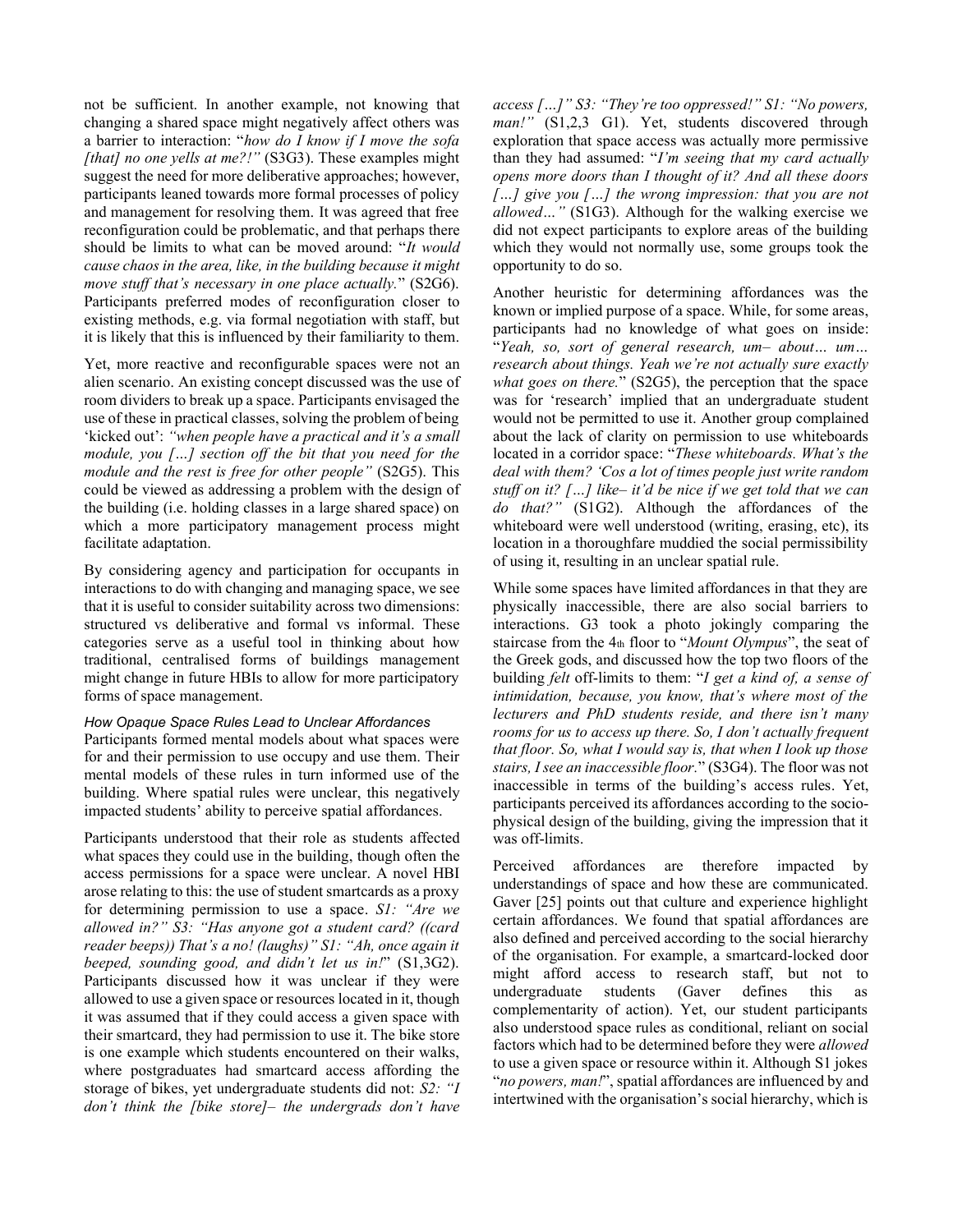not be sufficient. In another example, not knowing that changing a shared space might negatively affect others was a barrier to interaction: "*how do I know if I move the sofa [that] no one yells at me?!*" (S3G3). These examples might suggest the need for more deliberative approaches; however, participants leaned towards more formal processes of policy and management for resolving them. It was agreed that free reconfiguration could be problematic, and that perhaps there should be limits to what can be moved around: "*It would cause chaos in the area, like, in the building because it might move stuff that's necessary in one place actually.*" (S2G6). Participants preferred modes of reconfiguration closer to existing methods, e.g. via formal negotiation with staff, but it is likely that this is influenced by their familiarity to them.

Yet, more reactive and reconfigurable spaces were not an alien scenario. An existing concept discussed was the use of room dividers to break up a space. Participants envisaged the use of these in practical classes, solving the problem of being 'kicked out': *"when people have a practical and it's a small module, you […] section off the bit that you need for the module and the rest is free for other people"* (S2G5). This could be viewed as addressing a problem with the design of the building (i.e. holding classes in a large shared space) on which a more participatory management process might facilitate adaptation.

By considering agency and participation for occupants in interactions to do with changing and managing space, we see that it is useful to consider suitability across two dimensions: structured vs deliberative and formal vs informal. These categories serve as a useful tool in thinking about how traditional, centralised forms of buildings management might change in future HBIs to allow for more participatory forms of space management.

#### *How Opaque Space Rules Lead to Unclear Affordances*

Participants formed mental models about what spaces were for and their permission to use occupy and use them. Their mental models of these rules in turn informed use of the building. Where spatial rules were unclear, this negatively impacted students' ability to perceive spatial affordances.

Participants understood that their role as students affected what spaces they could use in the building, though often the access permissions for a space were unclear. A novel HBI arose relating to this: the use of student smartcards as a proxy for determining permission to use a space. *S1: "Are we allowed in?" S3: "Has anyone got a student card? ((card reader beeps)) That's a no! (laughs)" S1: "Ah, once again it beeped, sounding good, and didn't let us in!*" (S1,3G2). Participants discussed how it was unclear if they were allowed to use a given space or resources located in it, though it was assumed that if they could access a given space with their smartcard, they had permission to use it. The bike store is one example which students encountered on their walks, where postgraduates had smartcard access affording the storage of bikes, yet undergraduate students did not: *S2: "I don't think the [bike store]– the undergrads don't have access […]" S3: "They're too oppressed!" S1: "No powers, man!"* (S1,2,3 G1). Yet, students discovered through exploration that space access was actually more permissive than they had assumed: "*I'm seeing that my card actually opens more doors than I thought of it? And all these doors […] give you […] the wrong impression: that you are not allowed…"* (S1G3). Although for the walking exercise we did not expect participants to explore areas of the building which they would not normally use, some groups took the opportunity to do so.

Another heuristic for determining affordances was the known or implied purpose of a space. While, for some areas, participants had no knowledge of what goes on inside: "*Yeah, so, sort of general research, um– about… um… research about things. Yeah we're not actually sure exactly what goes on there.*" (S2G5), the perception that the space was for 'research' implied that an undergraduate student would not be permitted to use it. Another group complained about the lack of clarity on permission to use whiteboards located in a corridor space: "*These whiteboards. What's the deal with them? 'Cos a lot of times people just write random stuff on it? […] like– it'd be nice if we get told that we can do that?"* (S1G2). Although the affordances of the whiteboard were well understood (writing, erasing, etc), its location in a thoroughfare muddied the social permissibility of using it, resulting in an unclear spatial rule.

While some spaces have limited affordances in that they are physically inaccessible, there are also social barriers to interactions. G3 took a photo jokingly comparing the staircase from the 4th floor to "*Mount Olympus*", the seat of the Greek gods, and discussed how the top two floors of the building *felt* off-limits to them: "*I get a kind of, a sense of intimidation, because, you know, that's where most of the lecturers and PhD students reside, and there isn't many rooms for us to access up there. So, I don't actually frequent that floor. So, what I would say is, that when I look up those stairs, I see an inaccessible floor.*" (S3G4). The floor was not inaccessible in terms of the building's access rules. Yet, participants perceived its affordances according to the socio-physical design of the building, giving the impression that it was off-limits.

Perceived affordances are therefore impacted by understandings of space and how these are communicated. Gaver [25] points out that culture and experience highlight certain affordances. We found that spatial affordances are also defined and perceived according to the social hierarchy of the organisation. For example, a smartcard-locked door might afford access to research staff, but not to undergraduate students (Gaver defines this as complementarity of action). Yet, our student participants also understood space rules as conditional, reliant on social factors which had to be determined before they were *allowed* to use a given space or resource within it. Although S1 jokes "*no powers, man!*", spatial affordances are influenced by and intertwined with the organisation's social hierarchy, which is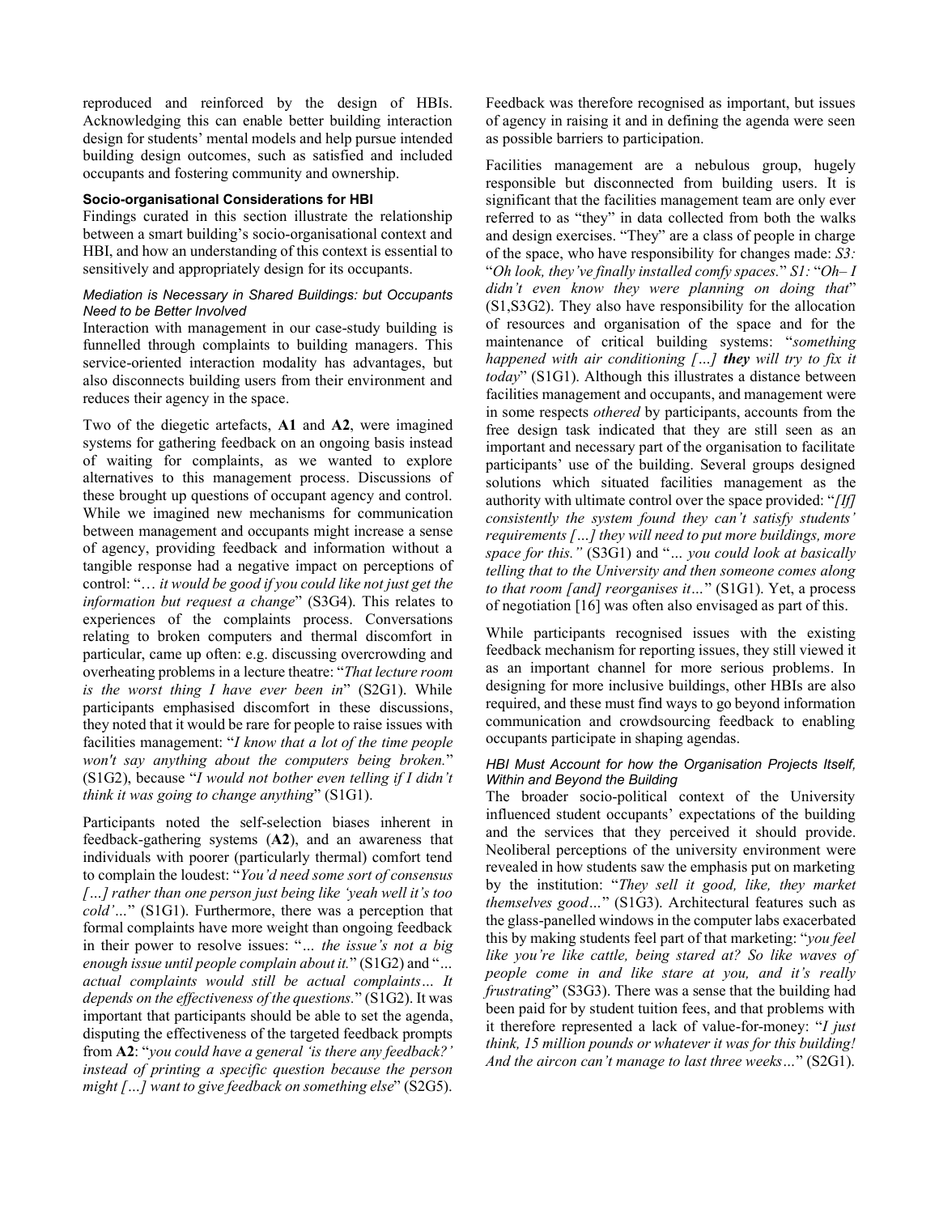reproduced and reinforced by the design of HBIs. Acknowledging this can enable better building interaction design for students' mental models and help pursue intended building design outcomes, such as satisfied and included occupants and fostering community and ownership.

### Socio-organisational Considerations for HBI

Findings curated in this section illustrate the relationship between a smart building's socio-organisational context and HBI, and how an understanding of this context is essential to sensitively and appropriately design for its occupants.

#### *Mediation is Necessary in Shared Buildings: but Occupants Need to be Better Involved*

Interaction with management in our case-study building is funnelled through complaints to building managers. This service-oriented interaction modality has advantages, but also disconnects building users from their environment and reduces their agency in the space.

Two of the diegetic artefacts, **A1** and **A2**, were imagined systems for gathering feedback on an ongoing basis instead of waiting for complaints, as we wanted to explore alternatives to this management process. Discussions of these brought up questions of occupant agency and control. While we imagined new mechanisms for communication between management and occupants might increase a sense of agency, providing feedback and information without a tangible response had a negative impact on perceptions of control: "*… it would be good if you could like not just get the information but request a change*" (S3G4). This relates to experiences of the complaints process. Conversations relating to broken computers and thermal discomfort in particular, came up often: e.g. discussing overcrowding and overheating problems in a lecture theatre: "*That lecture room is the worst thing I have ever been in*" (S2G1). While participants emphasised discomfort in these discussions, they noted that it would be rare for people to raise issues with facilities management: "*I know that a lot of the time people won't say anything about the computers being broken.*" (S1G2), because "*I would not bother even telling if I didn't think it was going to change anything*" (S1G1).

Participants noted the self-selection biases inherent in feedback-gathering systems (**A2**), and an awareness that individuals with poorer (particularly thermal) comfort tend to complain the loudest: "*You'd need some sort of consensus […] rather than one person just being like 'yeah well it's too cold'…*" (S1G1). Furthermore, there was a perception that formal complaints have more weight than ongoing feedback in their power to resolve issues: "*… the issue's not a big enough issue until people complain about it.*" (S1G2) and "*… actual complaints would still be actual complaints… It depends on the effectiveness of the questions.*" (S1G2). It was important that participants should be able to set the agenda, disputing the effectiveness of the targeted feedback prompts from **A2**: "*you could have a general 'is there any feedback?' instead of printing a specific question because the person might […] want to give feedback on something else*" (S2G5).

Feedback was therefore recognised as important, but issues of agency in raising it and in defining the agenda were seen as possible barriers to participation.

Facilities management are a nebulous group, hugely responsible but disconnected from building users. It is significant that the facilities management team are only ever referred to as "they" in data collected from both the walks and design exercises. "They" are a class of people in charge of the space, who have responsibility for changes made: *S3:* "*Oh look, they've finally installed comfy spaces.*" *S1:* "*Oh– I didn't even know they were planning on doing that*" (S1,S3G2). They also have responsibility for the allocation of resources and organisation of the space and for the maintenance of critical building systems: "*something happened with air conditioning […]* ***they*** *will try to fix it today*" (S1G1). Although this illustrates a distance between facilities management and occupants, and management were in some respects *othered* by participants, accounts from the free design task indicated that they are still seen as an important and necessary part of the organisation to facilitate participants' use of the building. Several groups designed solutions which situated facilities management as the authority with ultimate control over the space provided: "*[If] consistently the system found they can't satisfy students' requirements […] they will need to put more buildings, more space for this.*" (S3G1) and "*… you could look at basically telling that to the University and then someone comes along to that room [and] reorganises it…*" (S1G1). Yet, a process of negotiation [16] was often also envisaged as part of this.

While participants recognised issues with the existing feedback mechanism for reporting issues, they still viewed it as an important channel for more serious problems. In designing for more inclusive buildings, other HBIs are also required, and these must find ways to go beyond information communication and crowdsourcing feedback to enabling occupants participate in shaping agendas.

#### *HBI Must Account for how the Organisation Projects Itself, Within and Beyond the Building*

The broader socio-political context of the University influenced student occupants' expectations of the building and the services that they perceived it should provide. Neoliberal perceptions of the university environment were revealed in how students saw the emphasis put on marketing by the institution: "*They sell it good, like, they market themselves good…*" (S1G3). Architectural features such as the glass-panelled windows in the computer labs exacerbated this by making students feel part of that marketing: "*you feel like you're like cattle, being stared at? So like waves of people come in and like stare at you, and it's really frustrating*" (S3G3). There was a sense that the building had been paid for by student tuition fees, and that problems with it therefore represented a lack of value-for-money: "*I just think, 15 million pounds or whatever it was for this building! And the aircon can't manage to last three weeks…*" (S2G1).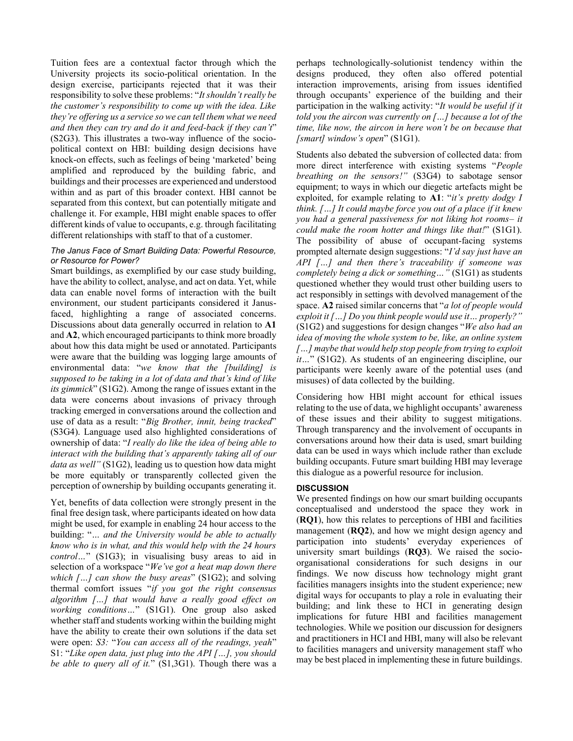Tuition fees are a contextual factor through which the University projects its socio-political orientation. In the design exercise, participants rejected that it was their responsibility to solve these problems: "*It shouldn't really be the customer's responsibility to come up with the idea. Like they're offering us a service so we can tell them what we need and then they can try and do it and feed-back if they can't*" (S2G3). This illustrates a two-way influence of the socio-political context on HBI: building design decisions have knock-on effects, such as feelings of being 'marketed' being amplified and reproduced by the building fabric, and buildings and their processes are experienced and understood within and as part of this broader context. HBI cannot be separated from this context, but can potentially mitigate and challenge it. For example, HBI might enable spaces to offer different kinds of value to occupants, e.g. through facilitating different relationships with staff to that of a customer.

### *The Janus Face of Smart Building Data: Powerful Resource, or Resource for Power?*

Smart buildings, as exemplified by our case study building, have the ability to collect, analyse, and act on data. Yet, while data can enable novel forms of interaction with the built environment, our student participants considered it Janus-faced, highlighting a range of associated concerns. Discussions about data generally occurred in relation to **A1** and **A2**, which encouraged participants to think more broadly about how this data might be used or annotated. Participants were aware that the building was logging large amounts of environmental data: "*we know that the [building] is supposed to be taking in a lot of data and that's kind of like its gimmick*" (S1G2). Among the range of issues extant in the data were concerns about invasions of privacy through tracking emerged in conversations around the collection and use of data as a result: "*Big Brother, innit, being tracked*" (S3G4). Language used also highlighted considerations of ownership of data: "*I really do like the idea of being able to interact with the building that's apparently taking all of our data as well"* (S1G2), leading us to question how data might be more equitably or transparently collected given the perception of ownership by building occupants generating it.

Yet, benefits of data collection were strongly present in the final free design task, where participants ideated on how data might be used, for example in enabling 24 hour access to the building: "*… and the University would be able to actually know who is in what, and this would help with the 24 hours control…*" (S1G3); in visualising busy areas to aid in selection of a workspace "*We've got a heat map down there which […] can show the busy areas*" (S1G2); and solving thermal comfort issues "*if you got the right consensus algorithm […] that would have a really good effect on working conditions…*" (S1G1). One group also asked whether staff and students working within the building might have the ability to create their own solutions if the data set were open: *S3:* "*You can access all of the readings, yeah*" S1: "*Like open data, just plug into the API […], you should be able to query all of it.*" (S1,3G1). Though there was a perhaps technologically-solutionist tendency within the designs produced, they often also offered potential interaction improvements, arising from issues identified through occupants' experience of the building and their participation in the walking activity: "*It would be useful if it told you the aircon was currently on […] because a lot of the time, like now, the aircon in here won't be on because that [smart] window's open*" (S1G1).

Students also debated the subversion of collected data: from more direct interference with existing systems "*People breathing on the sensors!"* (S3G4) to sabotage sensor equipment; to ways in which our diegetic artefacts might be exploited, for example relating to **A1**: "*it's pretty dodgy I think. […] It could maybe force you out of a place if it knew you had a general passiveness for not liking hot rooms– it could make the room hotter and things like that!*" (S1G1). The possibility of abuse of occupant-facing systems prompted alternate design suggestions: "*I'd say just have an API […] and then there's traceability if someone was completely being a dick or something…"* (S1G1) as students questioned whether they would trust other building users to act responsibly in settings with devolved management of the space. **A2** raised similar concerns that "*a lot of people would exploit it […] Do you think people would use it… properly?"* (S1G2) and suggestions for design changes "*We also had an idea of moving the whole system to be, like, an online system […] maybe that would help stop people from trying to exploit it…*" (S1G2). As students of an engineering discipline, our participants were keenly aware of the potential uses (and misuses) of data collected by the building.

Considering how HBI might account for ethical issues relating to the use of data, we highlight occupants' awareness of these issues and their ability to suggest mitigations. Through transparency and the involvement of occupants in conversations around how their data is used, smart building data can be used in ways which include rather than exclude building occupants. Future smart building HBI may leverage this dialogue as a powerful resource for inclusion.

## DISCUSSION

We presented findings on how our smart building occupants conceptualised and understood the space they work in (**RQ1**), how this relates to perceptions of HBI and facilities management (**RQ2**), and how we might design agency and participation into students' everyday experiences of university smart buildings (**RQ3**). We raised the socio-organisational considerations for such designs in our findings. We now discuss how technology might grant facilities managers insights into the student experience; new digital ways for occupants to play a role in evaluating their building; and link these to HCI in generating design implications for future HBI and facilities management technologies. While we position our discussion for designers and practitioners in HCI and HBI, many will also be relevant to facilities managers and university management staff who may be best placed in implementing these in future buildings.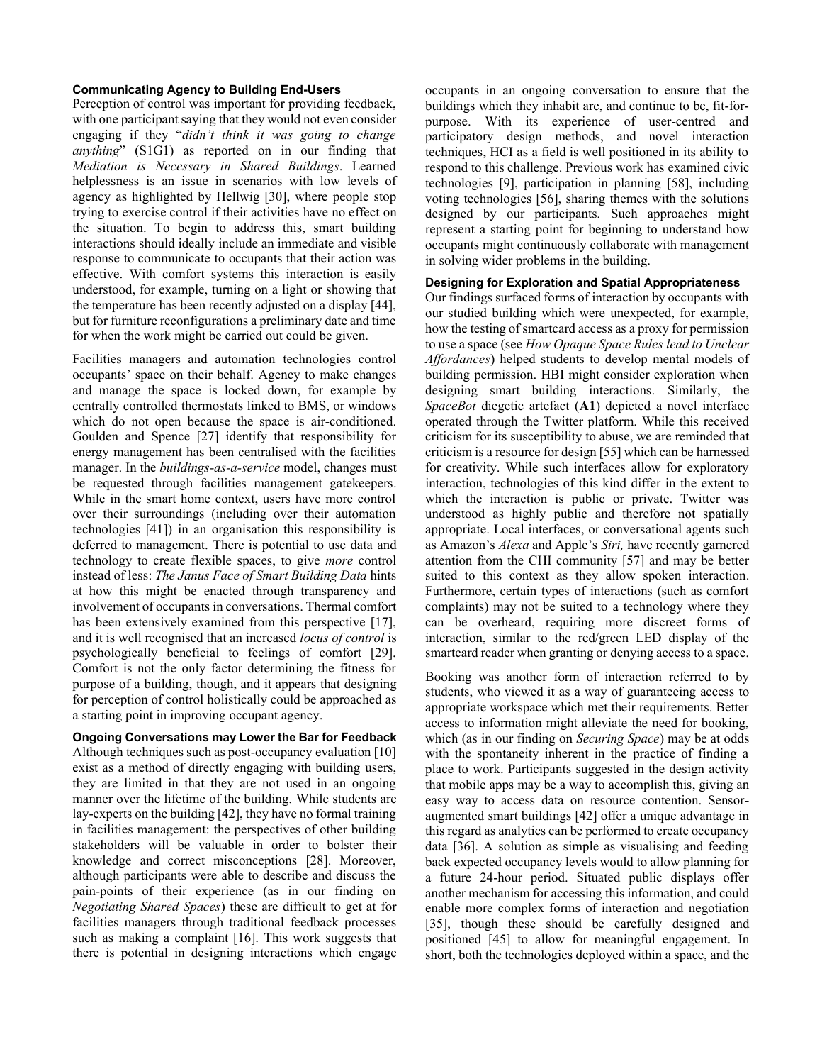### Communicating Agency to Building End-Users

Perception of control was important for providing feedback, with one participant saying that they would not even consider engaging if they "*didn't think it was going to change anything*" (S1G1) as reported on in our finding that *Mediation is Necessary in Shared Buildings*. Learned helplessness is an issue in scenarios with low levels of agency as highlighted by Hellwig [30], where people stop trying to exercise control if their activities have no effect on the situation. To begin to address this, smart building interactions should ideally include an immediate and visible response to communicate to occupants that their action was effective. With comfort systems this interaction is easily understood, for example, turning on a light or showing that the temperature has been recently adjusted on a display [44], but for furniture reconfigurations a preliminary date and time for when the work might be carried out could be given.

Facilities managers and automation technologies control occupants' space on their behalf. Agency to make changes and manage the space is locked down, for example by centrally controlled thermostats linked to BMS, or windows which do not open because the space is air-conditioned. Goulden and Spence [27] identify that responsibility for energy management has been centralised with the facilities manager. In the *buildings-as-a-service* model, changes must be requested through facilities management gatekeepers. While in the smart home context, users have more control over their surroundings (including over their automation technologies [41]) in an organisation this responsibility is deferred to management. There is potential to use data and technology to create flexible spaces, to give *more* control instead of less: *The Janus Face of Smart Building Data* hints at how this might be enacted through transparency and involvement of occupants in conversations. Thermal comfort has been extensively examined from this perspective [17], and it is well recognised that an increased *locus of control* is psychologically beneficial to feelings of comfort [29]. Comfort is not the only factor determining the fitness for purpose of a building, though, and it appears that designing for perception of control holistically could be approached as a starting point in improving occupant agency.

### Ongoing Conversations may Lower the Bar for Feedback

Although techniques such as post-occupancy evaluation [10] exist as a method of directly engaging with building users, they are limited in that they are not used in an ongoing manner over the lifetime of the building. While students are lay-experts on the building [42], they have no formal training in facilities management: the perspectives of other building stakeholders will be valuable in order to bolster their knowledge and correct misconceptions [28]. Moreover, although participants were able to describe and discuss the pain-points of their experience (as in our finding on *Negotiating Shared Spaces*) these are difficult to get at for facilities managers through traditional feedback processes such as making a complaint [16]. This work suggests that there is potential in designing interactions which engage occupants in an ongoing conversation to ensure that the buildings which they inhabit are, and continue to be, fit-for-purpose. With its experience of user-centred and participatory design methods, and novel interaction techniques, HCI as a field is well positioned in its ability to respond to this challenge. Previous work has examined civic technologies [9], participation in planning [58], including voting technologies [56], sharing themes with the solutions designed by our participants. Such approaches might represent a starting point for beginning to understand how occupants might continuously collaborate with management in solving wider problems in the building.

### Designing for Exploration and Spatial Appropriateness

Our findings surfaced forms of interaction by occupants with our studied building which were unexpected, for example, how the testing of smartcard access as a proxy for permission to use a space (see *How Opaque Space Rules lead to Unclear Affordances*) helped students to develop mental models of building permission. HBI might consider exploration when designing smart building interactions. Similarly, the *SpaceBot* diegetic artefact (**A1**) depicted a novel interface operated through the Twitter platform. While this received criticism for its susceptibility to abuse, we are reminded that criticism is a resource for design [55] which can be harnessed for creativity. While such interfaces allow for exploratory interaction, technologies of this kind differ in the extent to which the interaction is public or private. Twitter was understood as highly public and therefore not spatially appropriate. Local interfaces, or conversational agents such as Amazon's *Alexa* and Apple's *Siri,* have recently garnered attention from the CHI community [57] and may be better suited to this context as they allow spoken interaction. Furthermore, certain types of interactions (such as comfort complaints) may not be suited to a technology where they can be overheard, requiring more discreet forms of interaction, similar to the red/green LED display of the smartcard reader when granting or denying access to a space.

Booking was another form of interaction referred to by students, who viewed it as a way of guaranteeing access to appropriate workspace which met their requirements. Better access to information might alleviate the need for booking, which (as in our finding on *Securing Space*) may be at odds with the spontaneity inherent in the practice of finding a place to work. Participants suggested in the design activity that mobile apps may be a way to accomplish this, giving an easy way to access data on resource contention. Sensor-augmented smart buildings [42] offer a unique advantage in this regard as analytics can be performed to create occupancy data [36]. A solution as simple as visualising and feeding back expected occupancy levels would to allow planning for a future 24-hour period. Situated public displays offer another mechanism for accessing this information, and could enable more complex forms of interaction and negotiation [35], though these should be carefully designed and positioned [45] to allow for meaningful engagement. In short, both the technologies deployed within a space, and the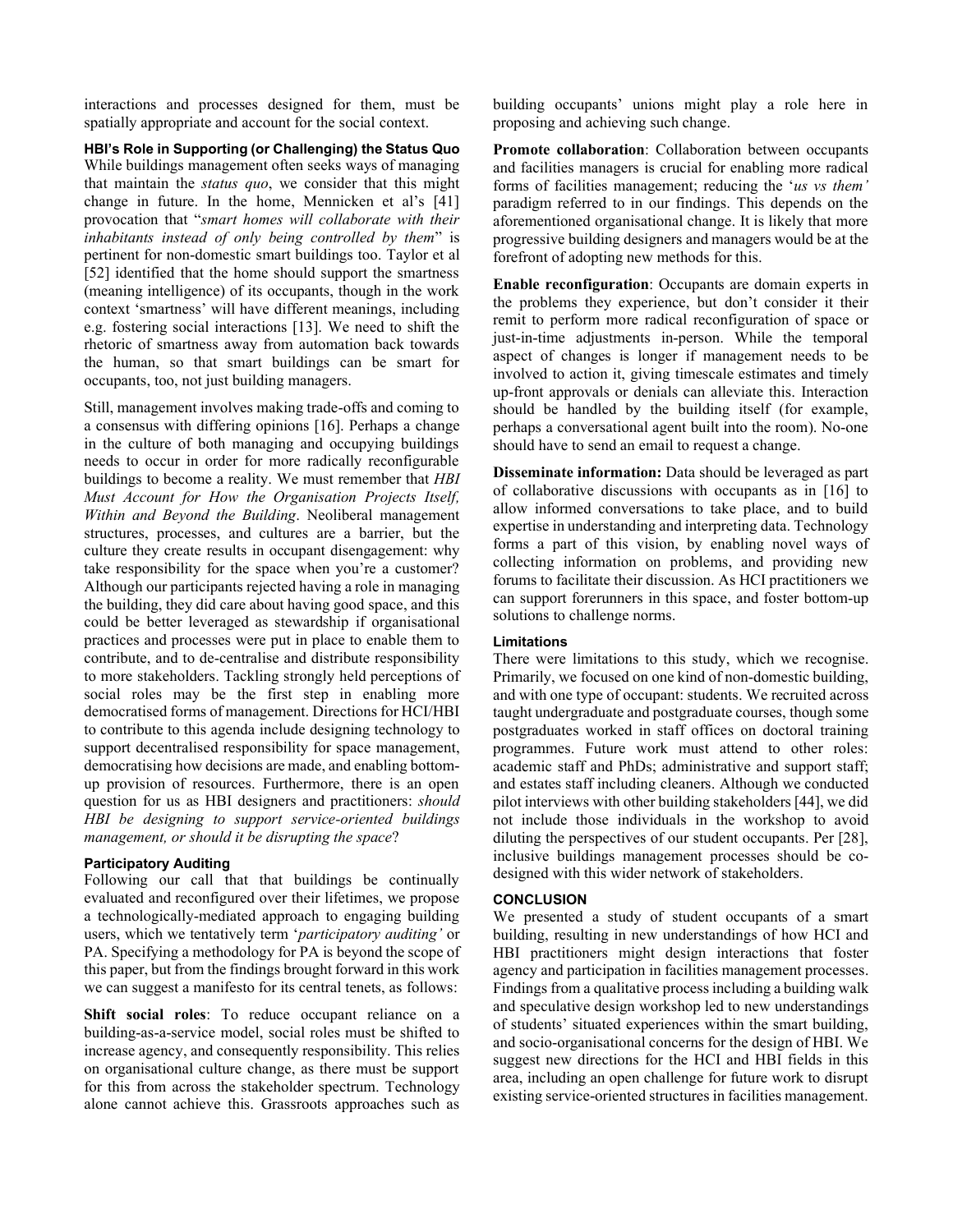interactions and processes designed for them, must be spatially appropriate and account for the social context.

### HBI's Role in Supporting (or Challenging) the Status Quo

While buildings management often seeks ways of managing that maintain the *status quo*, we consider that this might change in future. In the home, Mennicken et al's [41] provocation that "*smart homes will collaborate with their inhabitants instead of only being controlled by them*" is pertinent for non-domestic smart buildings too. Taylor et al [52] identified that the home should support the smartness (meaning intelligence) of its occupants, though in the work context 'smartness' will have different meanings, including e.g. fostering social interactions [13]. We need to shift the rhetoric of smartness away from automation back towards the human, so that smart buildings can be smart for occupants, too, not just building managers.

Still, management involves making trade-offs and coming to a consensus with differing opinions [16]. Perhaps a change in the culture of both managing and occupying buildings needs to occur in order for more radically reconfigurable buildings to become a reality. We must remember that *HBI Must Account for How the Organisation Projects Itself, Within and Beyond the Building*. Neoliberal management structures, processes, and cultures are a barrier, but the culture they create results in occupant disengagement: why take responsibility for the space when you're a customer? Although our participants rejected having a role in managing the building, they did care about having good space, and this could be better leveraged as stewardship if organisational practices and processes were put in place to enable them to contribute, and to de-centralise and distribute responsibility to more stakeholders. Tackling strongly held perceptions of social roles may be the first step in enabling more democratised forms of management. Directions for HCI/HBI to contribute to this agenda include designing technology to support decentralised responsibility for space management, democratising how decisions are made, and enabling bottom-up provision of resources. Furthermore, there is an open question for us as HBI designers and practitioners: *should HBI be designing to support service-oriented buildings management, or should it be disrupting the space*?

### Participatory Auditing

Following our call that that buildings be continually evaluated and reconfigured over their lifetimes, we propose a technologically-mediated approach to engaging building users, which we tentatively term '*participatory auditing'* or PA. Specifying a methodology for PA is beyond the scope of this paper, but from the findings brought forward in this work we can suggest a manifesto for its central tenets, as follows:

**Shift social roles**: To reduce occupant reliance on a building-as-a-service model, social roles must be shifted to increase agency, and consequently responsibility. This relies on organisational culture change, as there must be support for this from across the stakeholder spectrum. Technology alone cannot achieve this. Grassroots approaches such as building occupants' unions might play a role here in proposing and achieving such change.

**Promote collaboration**: Collaboration between occupants and facilities managers is crucial for enabling more radical forms of facilities management; reducing the '*us vs them'* paradigm referred to in our findings. This depends on the aforementioned organisational change. It is likely that more progressive building designers and managers would be at the forefront of adopting new methods for this.

**Enable reconfiguration**: Occupants are domain experts in the problems they experience, but don't consider it their remit to perform more radical reconfiguration of space or just-in-time adjustments in-person. While the temporal aspect of changes is longer if management needs to be involved to action it, giving timescale estimates and timely up-front approvals or denials can alleviate this. Interaction should be handled by the building itself (for example, perhaps a conversational agent built into the room). No-one should have to send an email to request a change.

**Disseminate information:** Data should be leveraged as part of collaborative discussions with occupants as in [16] to allow informed conversations to take place, and to build expertise in understanding and interpreting data. Technology forms a part of this vision, by enabling novel ways of collecting information on problems, and providing new forums to facilitate their discussion. As HCI practitioners we can support forerunners in this space, and foster bottom-up solutions to challenge norms.

### Limitations

There were limitations to this study, which we recognise. Primarily, we focused on one kind of non-domestic building, and with one type of occupant: students. We recruited across taught undergraduate and postgraduate courses, though some postgraduates worked in staff offices on doctoral training programmes. Future work must attend to other roles: academic staff and PhDs; administrative and support staff; and estates staff including cleaners. Although we conducted pilot interviews with other building stakeholders [44], we did not include those individuals in the workshop to avoid diluting the perspectives of our student occupants. Per [28], inclusive buildings management processes should be co-designed with this wider network of stakeholders.

## CONCLUSION

We presented a study of student occupants of a smart building, resulting in new understandings of how HCI and HBI practitioners might design interactions that foster agency and participation in facilities management processes. Findings from a qualitative process including a building walk and speculative design workshop led to new understandings of students' situated experiences within the smart building, and socio-organisational concerns for the design of HBI. We suggest new directions for the HCI and HBI fields in this area, including an open challenge for future work to disrupt existing service-oriented structures in facilities management.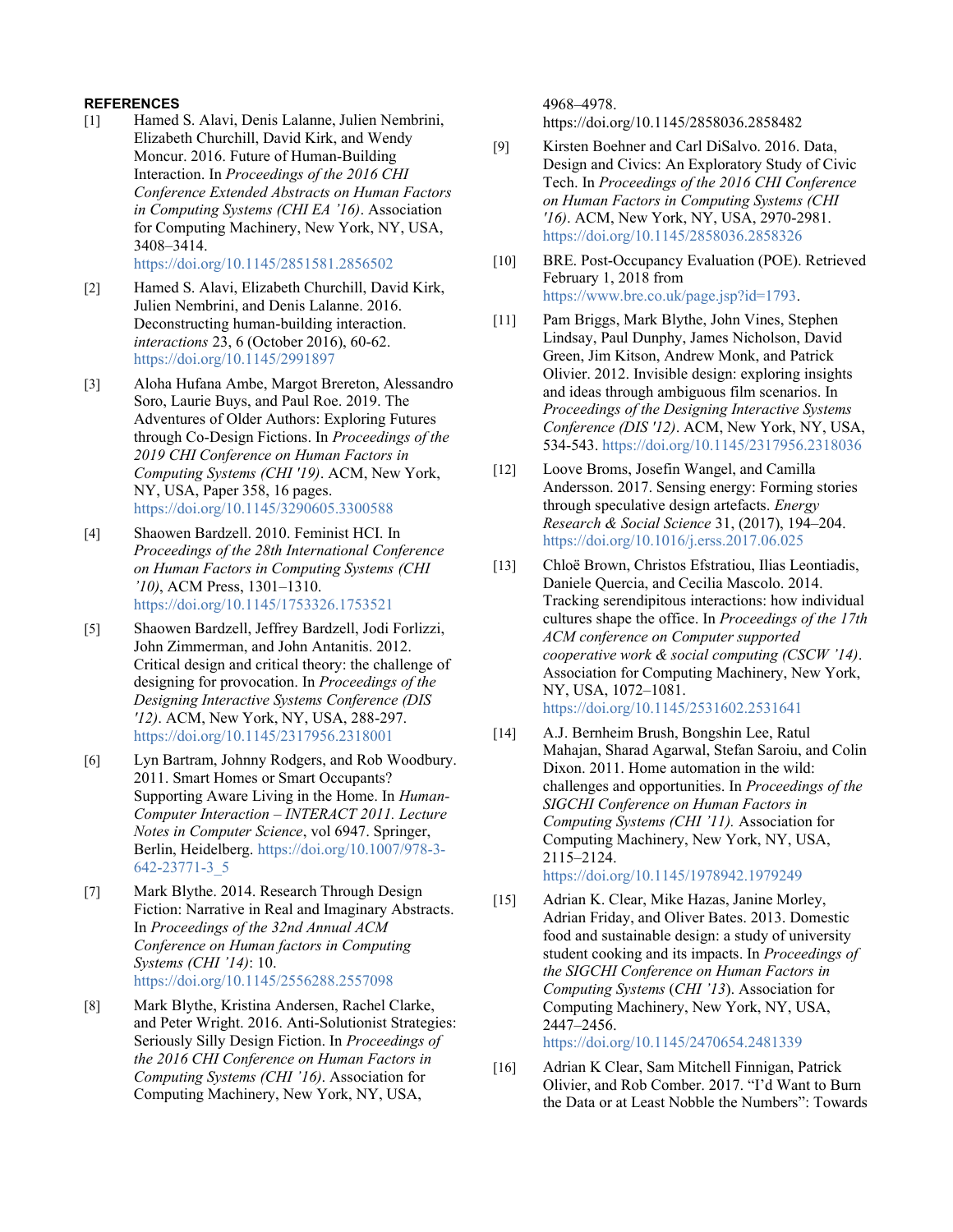## REFERENCES

[1] Hamed S. Alavi, Denis Lalanne, Julien Nembrini, Elizabeth Churchill, David Kirk, and Wendy Moncur. 2016. Future of Human-Building Interaction. In *Proceedings of the 2016 CHI Conference Extended Abstracts on Human Factors in Computing Systems (CHI EA '16)*. Association for Computing Machinery, New York, NY, USA, 3408–3414. https://doi.org/10.1145/2851581.2856502

[2] Hamed S. Alavi, Elizabeth Churchill, David Kirk, Julien Nembrini, and Denis Lalanne. 2016. Deconstructing human-building interaction. *interactions* 23, 6 (October 2016), 60-62. https://doi.org/10.1145/2991897

[3] Aloha Hufana Ambe, Margot Brereton, Alessandro Soro, Laurie Buys, and Paul Roe. 2019. The Adventures of Older Authors: Exploring Futures through Co-Design Fictions. In *Proceedings of the 2019 CHI Conference on Human Factors in Computing Systems (CHI '19)*. ACM, New York, NY, USA, Paper 358, 16 pages. https://doi.org/10.1145/3290605.3300588

[4] Shaowen Bardzell. 2010. Feminist HCI. In *Proceedings of the 28th International Conference on Human Factors in Computing Systems (CHI '10)*, ACM Press, 1301–1310. https://doi.org/10.1145/1753326.1753521

[5] Shaowen Bardzell, Jeffrey Bardzell, Jodi Forlizzi, John Zimmerman, and John Antanitis. 2012. Critical design and critical theory: the challenge of designing for provocation. In *Proceedings of the Designing Interactive Systems Conference (DIS '12)*. ACM, New York, NY, USA, 288-297. https://doi.org/10.1145/2317956.2318001

[6] Lyn Bartram, Johnny Rodgers, and Rob Woodbury. 2011. Smart Homes or Smart Occupants? Supporting Aware Living in the Home. In *Human-Computer Interaction – INTERACT 2011. Lecture Notes in Computer Science*, vol 6947. Springer, Berlin, Heidelberg. https://doi.org/10.1007/978-3-642-23771-3_5

[7] Mark Blythe. 2014. Research Through Design Fiction: Narrative in Real and Imaginary Abstracts. In *Proceedings of the 32nd Annual ACM Conference on Human factors in Computing Systems (CHI '14)*: 10. https://doi.org/10.1145/2556288.2557098

[8] Mark Blythe, Kristina Andersen, Rachel Clarke, and Peter Wright. 2016. Anti-Solutionist Strategies: Seriously Silly Design Fiction. In *Proceedings of the 2016 CHI Conference on Human Factors in Computing Systems (CHI '16)*. Association for Computing Machinery, New York, NY, USA, 4968–4978. https://doi.org/10.1145/2858036.2858482

[9] Kirsten Boehner and Carl DiSalvo. 2016. Data, Design and Civics: An Exploratory Study of Civic Tech. In *Proceedings of the 2016 CHI Conference on Human Factors in Computing Systems (CHI '16)*. ACM, New York, NY, USA, 2970-2981. https://doi.org/10.1145/2858036.2858326

[10] BRE. Post-Occupancy Evaluation (POE). Retrieved February 1, 2018 from https://www.bre.co.uk/page.jsp?id=1793.

[11] Pam Briggs, Mark Blythe, John Vines, Stephen Lindsay, Paul Dunphy, James Nicholson, David Green, Jim Kitson, Andrew Monk, and Patrick Olivier. 2012. Invisible design: exploring insights and ideas through ambiguous film scenarios. In *Proceedings of the Designing Interactive Systems Conference (DIS '12)*. ACM, New York, NY, USA, 534-543. https://doi.org/10.1145/2317956.2318036

[12] Loove Broms, Josefin Wangel, and Camilla Andersson. 2017. Sensing energy: Forming stories through speculative design artefacts. *Energy Research & Social Science* 31, (2017), 194–204. https://doi.org/10.1016/j.erss.2017.06.025

[13] Chloë Brown, Christos Efstratiou, Ilias Leontiadis, Daniele Quercia, and Cecilia Mascolo. 2014. Tracking serendipitous interactions: how individual cultures shape the office. In *Proceedings of the 17th ACM conference on Computer supported cooperative work & social computing (CSCW '14)*. Association for Computing Machinery, New York, NY, USA, 1072–1081. https://doi.org/10.1145/2531602.2531641

[14] A.J. Bernheim Brush, Bongshin Lee, Ratul Mahajan, Sharad Agarwal, Stefan Saroiu, and Colin Dixon. 2011. Home automation in the wild: challenges and opportunities. In *Proceedings of the SIGCHI Conference on Human Factors in Computing Systems (CHI '11).* Association for Computing Machinery, New York, NY, USA, 2115–2124. https://doi.org/10.1145/1978942.1979249

[15] Adrian K. Clear, Mike Hazas, Janine Morley, Adrian Friday, and Oliver Bates. 2013. Domestic food and sustainable design: a study of university student cooking and its impacts. In *Proceedings of the SIGCHI Conference on Human Factors in Computing Systems* (*CHI '13*). Association for Computing Machinery, New York, NY, USA, 2447–2456. https://doi.org/10.1145/2470654.2481339

[16] Adrian K Clear, Sam Mitchell Finnigan, Patrick Olivier, and Rob Comber. 2017. "I'd Want to Burn the Data or at Least Nobble the Numbers": Towards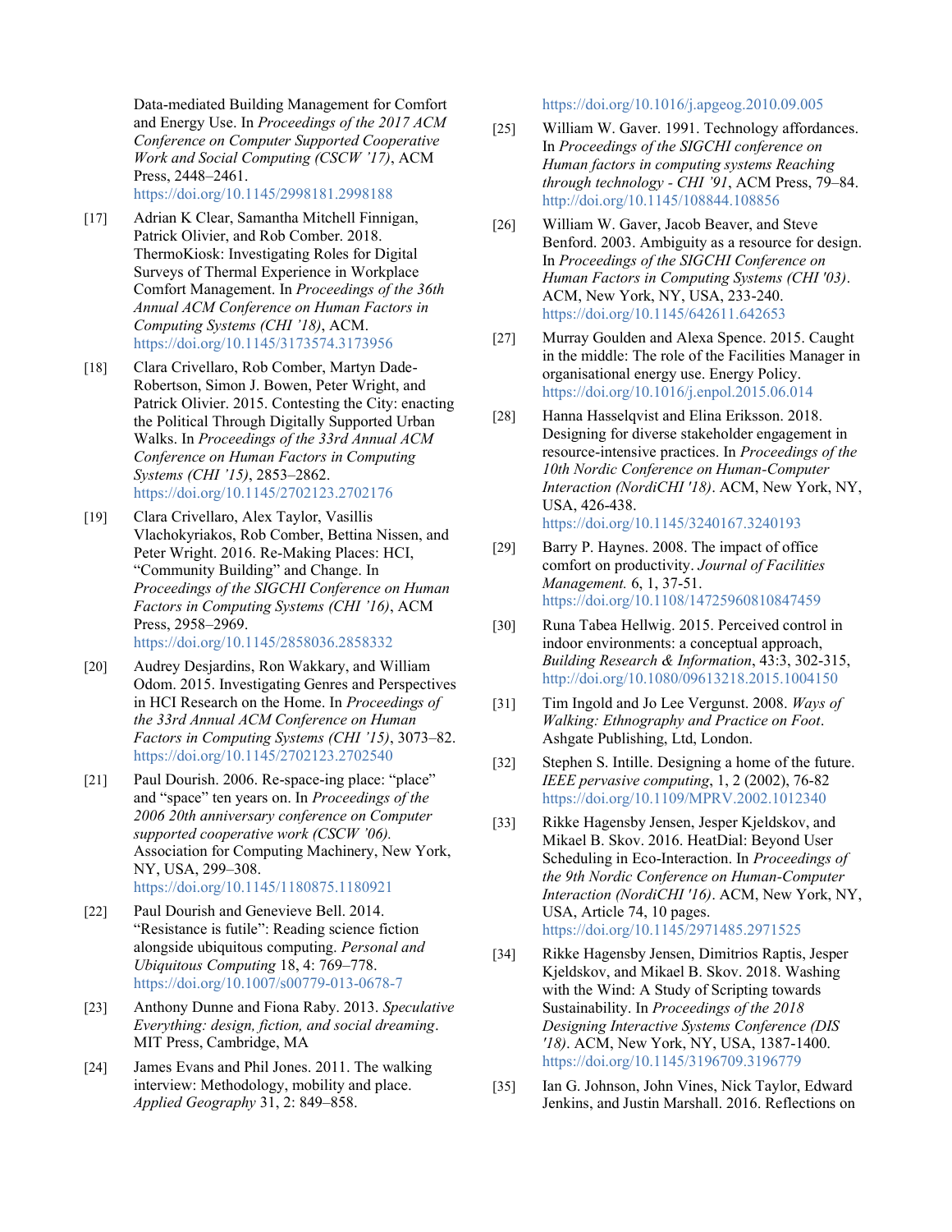Data-mediated Building Management for Comfort and Energy Use. In *Proceedings of the 2017 ACM Conference on Computer Supported Cooperative Work and Social Computing (CSCW '17)*, ACM Press, 2448–2461. https://doi.org/10.1145/2998181.2998188

[17] Adrian K Clear, Samantha Mitchell Finnigan, Patrick Olivier, and Rob Comber. 2018. ThermoKiosk: Investigating Roles for Digital Surveys of Thermal Experience in Workplace Comfort Management. In *Proceedings of the 36th Annual ACM Conference on Human Factors in Computing Systems (CHI '18)*, ACM. https://doi.org/10.1145/3173574.3173956

[18] Clara Crivellaro, Rob Comber, Martyn Dade-Robertson, Simon J. Bowen, Peter Wright, and Patrick Olivier. 2015. Contesting the City: enacting the Political Through Digitally Supported Urban Walks. In *Proceedings of the 33rd Annual ACM Conference on Human Factors in Computing Systems (CHI '15)*, 2853–2862. https://doi.org/10.1145/2702123.2702176

[19] Clara Crivellaro, Alex Taylor, Vasillis Vlachokyriakos, Rob Comber, Bettina Nissen, and Peter Wright. 2016. Re-Making Places: HCI, "Community Building" and Change. In *Proceedings of the SIGCHI Conference on Human Factors in Computing Systems (CHI '16)*, ACM Press, 2958–2969. https://doi.org/10.1145/2858036.2858332

[20] Audrey Desjardins, Ron Wakkary, and William Odom. 2015. Investigating Genres and Perspectives in HCI Research on the Home. In *Proceedings of the 33rd Annual ACM Conference on Human Factors in Computing Systems (CHI '15)*, 3073–82. https://doi.org/10.1145/2702123.2702540

[21] Paul Dourish. 2006. Re-space-ing place: "place" and "space" ten years on. In *Proceedings of the 2006 20th anniversary conference on Computer supported cooperative work (CSCW '06).* Association for Computing Machinery, New York, NY, USA, 299–308. https://doi.org/10.1145/1180875.1180921

[22] Paul Dourish and Genevieve Bell. 2014. "Resistance is futile": Reading science fiction alongside ubiquitous computing. *Personal and Ubiquitous Computing* 18, 4: 769–778. https://doi.org/10.1007/s00779-013-0678-7

[23] Anthony Dunne and Fiona Raby. 2013. *Speculative Everything: design, fiction, and social dreaming*. MIT Press, Cambridge, MA

[24] James Evans and Phil Jones. 2011. The walking interview: Methodology, mobility and place. *Applied Geography* 31, 2: 849–858. https://doi.org/10.1016/j.apgeog.2010.09.005

[25] William W. Gaver. 1991. Technology affordances. In *Proceedings of the SIGCHI conference on Human factors in computing systems Reaching through technology - CHI '91*, ACM Press, 79–84. http://doi.org/10.1145/108844.108856

[26] William W. Gaver, Jacob Beaver, and Steve Benford. 2003. Ambiguity as a resource for design. In *Proceedings of the SIGCHI Conference on Human Factors in Computing Systems (CHI '03)*. ACM, New York, NY, USA, 233-240. https://doi.org/10.1145/642611.642653

[27] Murray Goulden and Alexa Spence. 2015. Caught in the middle: The role of the Facilities Manager in organisational energy use. Energy Policy. https://doi.org/10.1016/j.enpol.2015.06.014

[28] Hanna Hasselqvist and Elina Eriksson. 2018. Designing for diverse stakeholder engagement in resource-intensive practices. In *Proceedings of the 10th Nordic Conference on Human-Computer Interaction (NordiCHI '18)*. ACM, New York, NY, USA, 426-438. https://doi.org/10.1145/3240167.3240193

[29] Barry P. Haynes. 2008. The impact of office comfort on productivity. *Journal of Facilities Management.* 6, 1, 37-51. https://doi.org/10.1108/14725960810847459

[30] Runa Tabea Hellwig. 2015. Perceived control in indoor environments: a conceptual approach, *Building Research & Information*, 43:3, 302-315, http://doi.org/10.1080/09613218.2015.1004150

[31] Tim Ingold and Jo Lee Vergunst. 2008. *Ways of Walking: Ethnography and Practice on Foot*. Ashgate Publishing, Ltd, London.

[32] Stephen S. Intille. Designing a home of the future. *IEEE pervasive computing*, 1, 2 (2002), 76-82 https://doi.org/10.1109/MPRV.2002.1012340

[33] Rikke Hagensby Jensen, Jesper Kjeldskov, and Mikael B. Skov. 2016. HeatDial: Beyond User Scheduling in Eco-Interaction. In *Proceedings of the 9th Nordic Conference on Human-Computer Interaction (NordiCHI '16)*. ACM, New York, NY, USA, Article 74, 10 pages. https://doi.org/10.1145/2971485.2971525

[34] Rikke Hagensby Jensen, Dimitrios Raptis, Jesper Kjeldskov, and Mikael B. Skov. 2018. Washing with the Wind: A Study of Scripting towards Sustainability. In *Proceedings of the 2018 Designing Interactive Systems Conference (DIS '18)*. ACM, New York, NY, USA, 1387-1400. https://doi.org/10.1145/3196709.3196779

[35] Ian G. Johnson, John Vines, Nick Taylor, Edward Jenkins, and Justin Marshall. 2016. Reflections on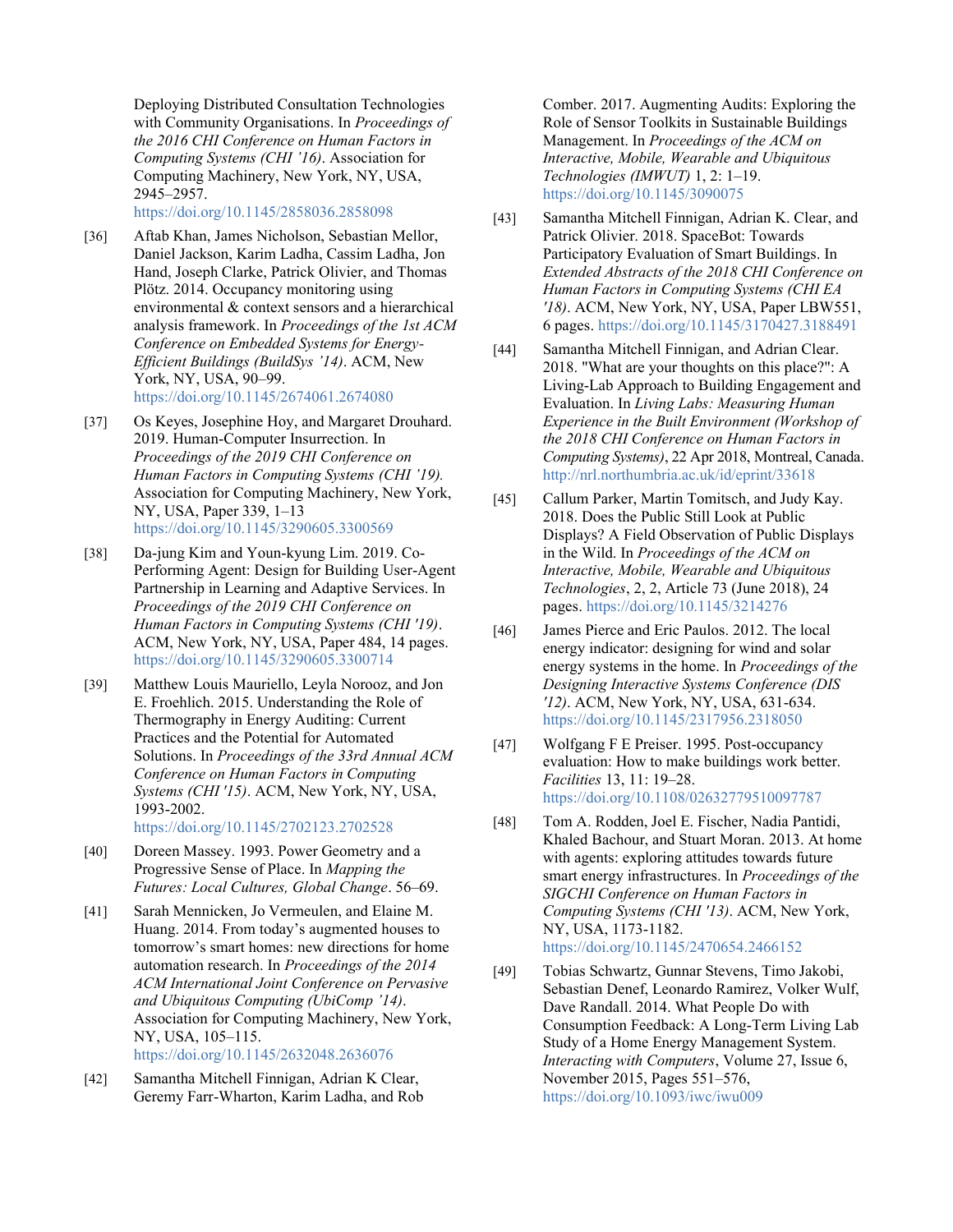Deploying Distributed Consultation Technologies with Community Organisations. In *Proceedings of the 2016 CHI Conference on Human Factors in Computing Systems (CHI '16)*. Association for Computing Machinery, New York, NY, USA, 2945–2957. https://doi.org/10.1145/2858036.2858098

[36] Aftab Khan, James Nicholson, Sebastian Mellor, Daniel Jackson, Karim Ladha, Cassim Ladha, Jon Hand, Joseph Clarke, Patrick Olivier, and Thomas Plötz. 2014. Occupancy monitoring using environmental & context sensors and a hierarchical analysis framework. In *Proceedings of the 1st ACM Conference on Embedded Systems for Energy-Efficient Buildings (BuildSys '14)*. ACM, New York, NY, USA, 90–99. https://doi.org/10.1145/2674061.2674080

[37] Os Keyes, Josephine Hoy, and Margaret Drouhard. 2019. Human-Computer Insurrection. In *Proceedings of the 2019 CHI Conference on Human Factors in Computing Systems (CHI '19).* Association for Computing Machinery, New York, NY, USA, Paper 339, 1–13 https://doi.org/10.1145/3290605.3300569

[38] Da-jung Kim and Youn-kyung Lim. 2019. Co-Performing Agent: Design for Building User-Agent Partnership in Learning and Adaptive Services. In *Proceedings of the 2019 CHI Conference on Human Factors in Computing Systems (CHI '19)*. ACM, New York, NY, USA, Paper 484, 14 pages. https://doi.org/10.1145/3290605.3300714

[39] Matthew Louis Mauriello, Leyla Norooz, and Jon E. Froehlich. 2015. Understanding the Role of Thermography in Energy Auditing: Current Practices and the Potential for Automated Solutions. In *Proceedings of the 33rd Annual ACM Conference on Human Factors in Computing Systems (CHI '15)*. ACM, New York, NY, USA, 1993-2002. https://doi.org/10.1145/2702123.2702528

[40] Doreen Massey. 1993. Power Geometry and a Progressive Sense of Place. In *Mapping the Futures: Local Cultures, Global Change*. 56–69.

[41] Sarah Mennicken, Jo Vermeulen, and Elaine M. Huang. 2014. From today's augmented houses to tomorrow's smart homes: new directions for home automation research. In *Proceedings of the 2014 ACM International Joint Conference on Pervasive and Ubiquitous Computing (UbiComp '14)*. Association for Computing Machinery, New York, NY, USA, 105–115. https://doi.org/10.1145/2632048.2636076

[42] Samantha Mitchell Finnigan, Adrian K Clear, Geremy Farr-Wharton, Karim Ladha, and Rob Comber. 2017. Augmenting Audits: Exploring the Role of Sensor Toolkits in Sustainable Buildings Management. In *Proceedings of the ACM on Interactive, Mobile, Wearable and Ubiquitous Technologies (IMWUT)* 1, 2: 1–19. https://doi.org/10.1145/3090075

[43] Samantha Mitchell Finnigan, Adrian K. Clear, and Patrick Olivier. 2018. SpaceBot: Towards Participatory Evaluation of Smart Buildings. In *Extended Abstracts of the 2018 CHI Conference on Human Factors in Computing Systems (CHI EA '18)*. ACM, New York, NY, USA, Paper LBW551, 6 pages. https://doi.org/10.1145/3170427.3188491

[44] Samantha Mitchell Finnigan, and Adrian Clear. 2018. "What are your thoughts on this place?": A Living-Lab Approach to Building Engagement and Evaluation. In *Living Labs: Measuring Human Experience in the Built Environment (Workshop of the 2018 CHI Conference on Human Factors in Computing Systems)*, 22 Apr 2018, Montreal, Canada. http://nrl.northumbria.ac.uk/id/eprint/33618

[45] Callum Parker, Martin Tomitsch, and Judy Kay. 2018. Does the Public Still Look at Public Displays? A Field Observation of Public Displays in the Wild. In *Proceedings of the ACM on Interactive, Mobile, Wearable and Ubiquitous Technologies*, 2, 2, Article 73 (June 2018), 24 pages. https://doi.org/10.1145/3214276

[46] James Pierce and Eric Paulos. 2012. The local energy indicator: designing for wind and solar energy systems in the home. In *Proceedings of the Designing Interactive Systems Conference (DIS '12)*. ACM, New York, NY, USA, 631-634. https://doi.org/10.1145/2317956.2318050

[47] Wolfgang F E Preiser. 1995. Post-occupancy evaluation: How to make buildings work better. *Facilities* 13, 11: 19–28. https://doi.org/10.1108/02632779510097787

[48] Tom A. Rodden, Joel E. Fischer, Nadia Pantidi, Khaled Bachour, and Stuart Moran. 2013. At home with agents: exploring attitudes towards future smart energy infrastructures. In *Proceedings of the SIGCHI Conference on Human Factors in Computing Systems (CHI '13)*. ACM, New York, NY, USA, 1173-1182. https://doi.org/10.1145/2470654.2466152

[49] Tobias Schwartz, Gunnar Stevens, Timo Jakobi, Sebastian Denef, Leonardo Ramirez, Volker Wulf, Dave Randall. 2014. What People Do with Consumption Feedback: A Long-Term Living Lab Study of a Home Energy Management System. *Interacting with Computers*, Volume 27, Issue 6, November 2015, Pages 551–576, https://doi.org/10.1093/iwc/iwu009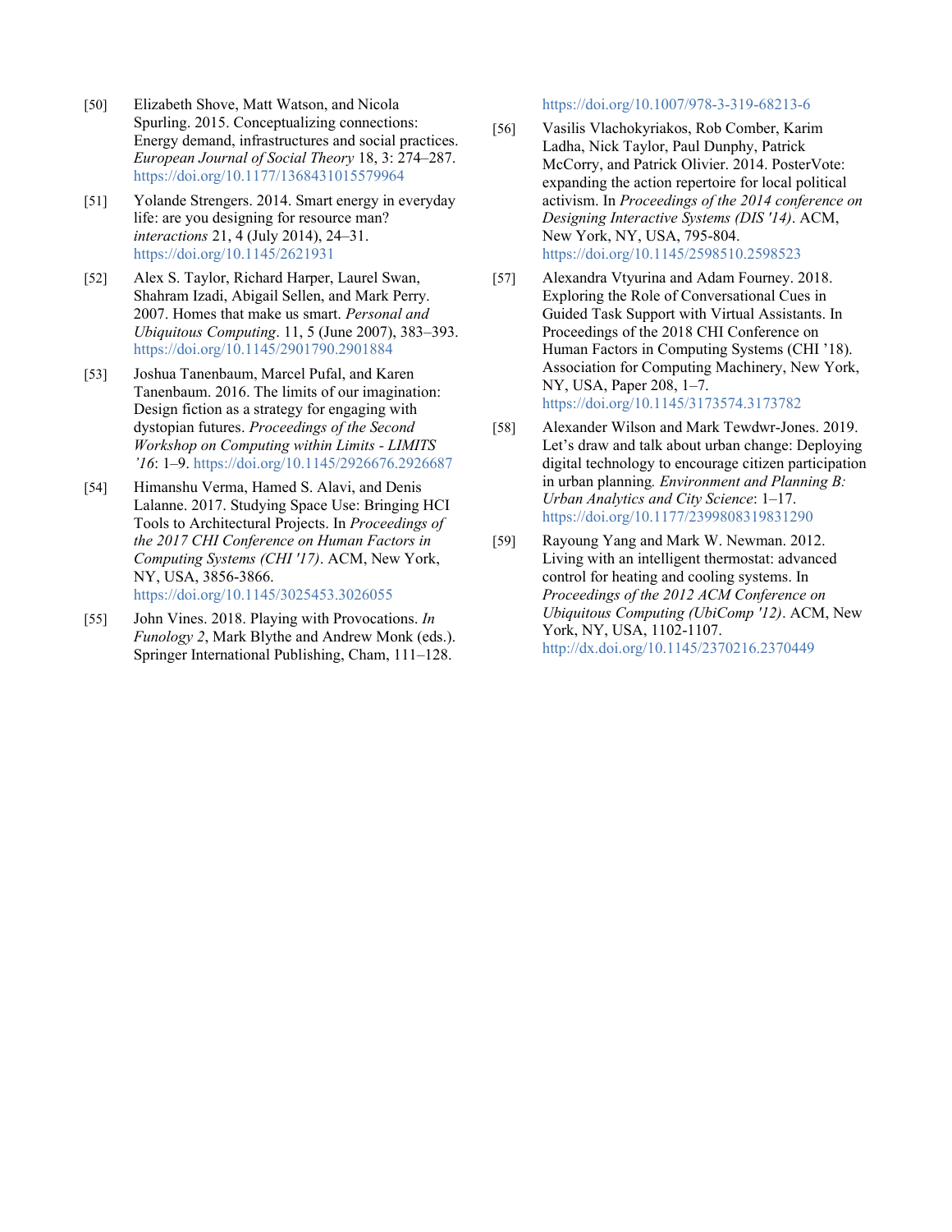[50] Elizabeth Shove, Matt Watson, and Nicola Spurling. 2015. Conceptualizing connections: Energy demand, infrastructures and social practices. *European Journal of Social Theory* 18, 3: 274–287. https://doi.org/10.1177/1368431015579964

[51] Yolande Strengers. 2014. Smart energy in everyday life: are you designing for resource man? *interactions* 21, 4 (July 2014), 24–31. https://doi.org/10.1145/2621931

[52] Alex S. Taylor, Richard Harper, Laurel Swan, Shahram Izadi, Abigail Sellen, and Mark Perry. 2007. Homes that make us smart. *Personal and Ubiquitous Computing*. 11, 5 (June 2007), 383–393. https://doi.org/10.1145/2901790.2901884

[53] Joshua Tanenbaum, Marcel Pufal, and Karen Tanenbaum. 2016. The limits of our imagination: Design fiction as a strategy for engaging with dystopian futures. *Proceedings of the Second Workshop on Computing within Limits - LIMITS '16*: 1–9. https://doi.org/10.1145/2926676.2926687

[54] Himanshu Verma, Hamed S. Alavi, and Denis Lalanne. 2017. Studying Space Use: Bringing HCI Tools to Architectural Projects. In *Proceedings of the 2017 CHI Conference on Human Factors in Computing Systems (CHI '17)*. ACM, New York, NY, USA, 3856-3866. https://doi.org/10.1145/3025453.3026055

[55] John Vines. 2018. Playing with Provocations. *In Funology 2*, Mark Blythe and Andrew Monk (eds.). Springer International Publishing, Cham, 111–128. https://doi.org/10.1007/978-3-319-68213-6

[56] Vasilis Vlachokyriakos, Rob Comber, Karim Ladha, Nick Taylor, Paul Dunphy, Patrick McCorry, and Patrick Olivier. 2014. PosterVote: expanding the action repertoire for local political activism. In *Proceedings of the 2014 conference on Designing Interactive Systems (DIS '14)*. ACM, New York, NY, USA, 795-804. https://doi.org/10.1145/2598510.2598523

[57] Alexandra Vtyurina and Adam Fourney. 2018. Exploring the Role of Conversational Cues in Guided Task Support with Virtual Assistants. In Proceedings of the 2018 CHI Conference on Human Factors in Computing Systems (CHI '18). Association for Computing Machinery, New York, NY, USA, Paper 208, 1–7. https://doi.org/10.1145/3173574.3173782

[58] Alexander Wilson and Mark Tewdwr-Jones. 2019. Let's draw and talk about urban change: Deploying digital technology to encourage citizen participation in urban planning. *Environment and Planning B: Urban Analytics and City Science*: 1–17. https://doi.org/10.1177/2399808319831290

[59] Rayoung Yang and Mark W. Newman. 2012. Living with an intelligent thermostat: advanced control for heating and cooling systems. In *Proceedings of the 2012 ACM Conference on Ubiquitous Computing (UbiComp '12)*. ACM, New York, NY, USA, 1102-1107. http://dx.doi.org/10.1145/2370216.2370449